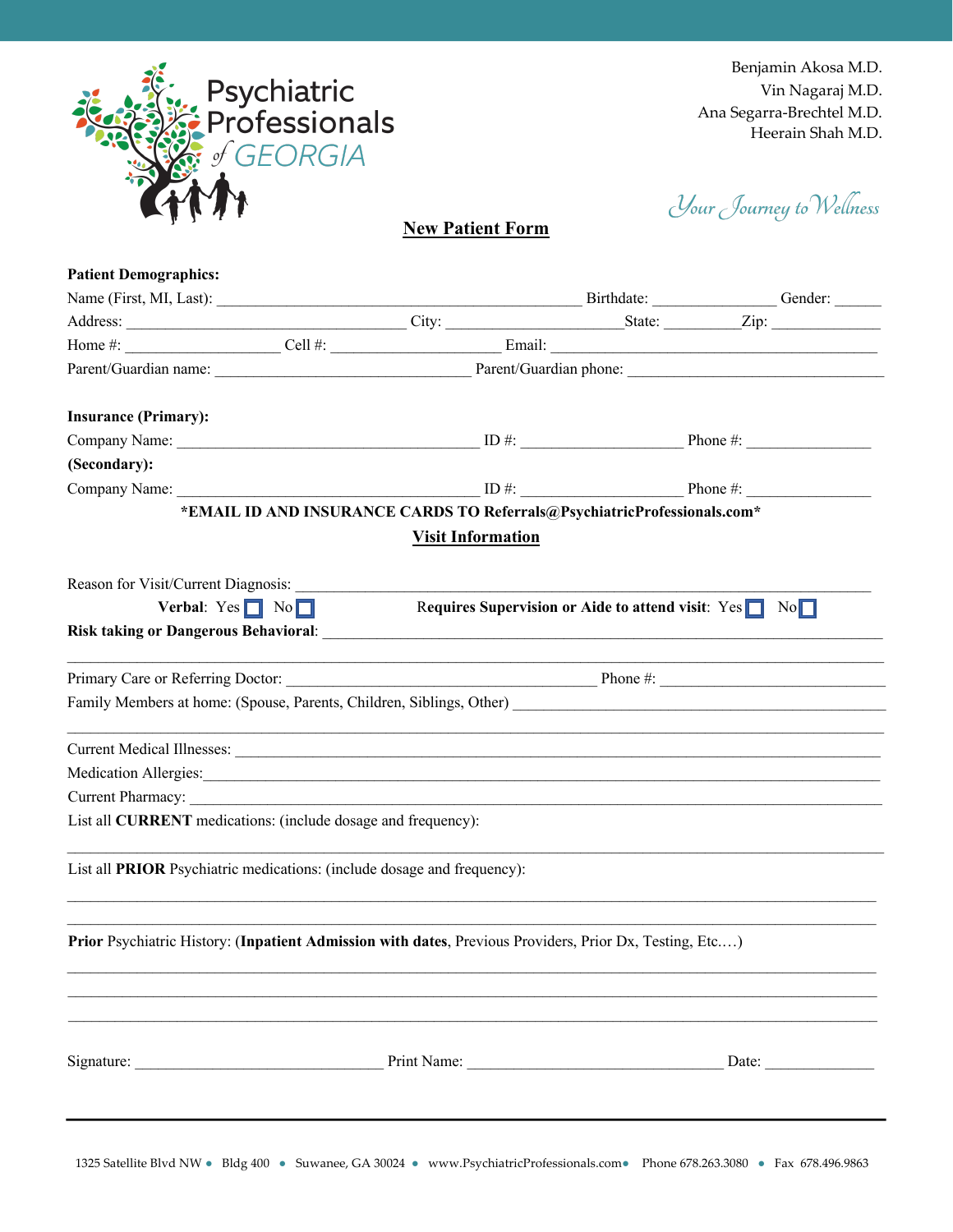Psychiatric Professionals of GEORGIA

Benjamin Akosa M.D.
Vin Nagaraj M.D.
Ana Segarra-Brechtel M.D.
Heerain Shah M.D.

*Your Journey to Wellness*

# New Patient Form

**Patient Demographics:**

Name (First, MI, Last): ______________________________ Birthdate: ______________ Gender: ______

Address: ______________________________ City: ____________________ State: _________ Zip: ____________

Home #: __________________ Cell #: ____________________ Email: ______________________________________

Parent/Guardian name: ______________________________ Parent/Guardian phone: ______________________________

**Insurance (Primary):**

Company Name: ____________________________________ ID #: __________________ Phone #: ______________

**(Secondary):**

Company Name: ____________________________________ ID #: __________________ Phone #: ______________

**\*EMAIL ID AND INSURANCE CARDS TO Referrals@PsychiatricProfessionals.com\***

## Visit Information

Reason for Visit/Current Diagnosis: ______________________________________________________________

**Verbal**: Yes ☐ No ☐ **Requires Supervision or Aide to attend visit**: Yes ☐ No ☐

**Risk taking or Dangerous Behavioral**: ______________________________________________________________

______________________________________________________________________________________________

Primary Care or Referring Doctor: ____________________________________ Phone #: ___________________________

Family Members at home: (Spouse, Parents, Children, Siblings, Other) _____________________________________________

______________________________________________________________________________________________

Current Medical Illnesses: ______________________________________________________________________________

Medication Allergies: ____________________________________________________________________________________

Current Pharmacy: _______________________________________________________________________________________

List all **CURRENT** medications: (include dosage and frequency):

______________________________________________________________________________________________

List all **PRIOR** Psychiatric medications: (include dosage and frequency):

______________________________________________________________________________________________

______________________________________________________________________________________________

**Prior** Psychiatric History: (**Inpatient Admission with dates**, Previous Providers, Prior Dx, Testing, Etc.…)

______________________________________________________________________________________________

______________________________________________________________________________________________

______________________________________________________________________________________________

Signature: ______________________________ Print Name: ______________________________ Date: _____________

1325 Satellite Blvd NW • Bldg 400 • Suwanee, GA 30024 • www.PsychiatricProfessionals.com • Phone 678.263.3080 • Fax 678.496.9863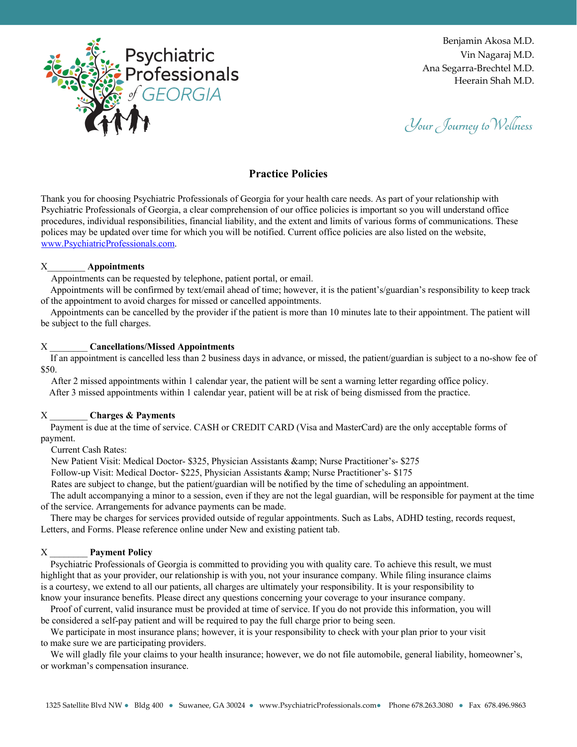Psychiatric Professionals of GEORGIA

Benjamin Akosa M.D.
Vin Nagaraj M.D.
Ana Segarra-Brechtel M.D.
Heerain Shah M.D.

*Your Journey to Wellness*

## Practice Policies

Thank you for choosing Psychiatric Professionals of Georgia for your health care needs. As part of your relationship with Psychiatric Professionals of Georgia, a clear comprehension of our office policies is important so you will understand office procedures, individual responsibilities, financial liability, and the extent and limits of various forms of communications. These polices may be updated over time for which you will be notified. Current office policies are also listed on the website, [www.PsychiatricProfessionals.com](http://www.PsychiatricProfessionals.com).

X________ **Appointments**

Appointments can be requested by telephone, patient portal, or email.

Appointments will be confirmed by text/email ahead of time; however, it is the patient's/guardian's responsibility to keep track of the appointment to avoid charges for missed or cancelled appointments.

Appointments can be cancelled by the provider if the patient is more than 10 minutes late to their appointment. The patient will be subject to the full charges.

X ________ **Cancellations/Missed Appointments**

If an appointment is cancelled less than 2 business days in advance, or missed, the patient/guardian is subject to a no-show fee of $50.

After 2 missed appointments within 1 calendar year, the patient will be sent a warning letter regarding office policy.

After 3 missed appointments within 1 calendar year, patient will be at risk of being dismissed from the practice.

X ________ **Charges & Payments**

Payment is due at the time of service. CASH or CREDIT CARD (Visa and MasterCard) are the only acceptable forms of payment.

Current Cash Rates:

New Patient Visit: Medical Doctor- $325, Physician Assistants &amp; Nurse Practitioner's- $275

Follow-up Visit: Medical Doctor- $225, Physician Assistants &amp; Nurse Practitioner's- $175

Rates are subject to change, but the patient/guardian will be notified by the time of scheduling an appointment.

The adult accompanying a minor to a session, even if they are not the legal guardian, will be responsible for payment at the time of the service. Arrangements for advance payments can be made.

There may be charges for services provided outside of regular appointments. Such as Labs, ADHD testing, records request, Letters, and Forms. Please reference online under New and existing patient tab.

X ________ **Payment Policy**

Psychiatric Professionals of Georgia is committed to providing you with quality care. To achieve this result, we must highlight that as your provider, our relationship is with you, not your insurance company. While filing insurance claims is a courtesy, we extend to all our patients, all charges are ultimately your responsibility. It is your responsibility to know your insurance benefits. Please direct any questions concerning your coverage to your insurance company.

Proof of current, valid insurance must be provided at time of service. If you do not provide this information, you will be considered a self-pay patient and will be required to pay the full charge prior to being seen.

We participate in most insurance plans; however, it is your responsibility to check with your plan prior to your visit to make sure we are participating providers.

We will gladly file your claims to your health insurance; however, we do not file automobile, general liability, homeowner's, or workman's compensation insurance.

1325 Satellite Blvd NW • Bldg 400 • Suwanee, GA 30024 • www.PsychiatricProfessionals.com• Phone 678.263.3080 • Fax 678.496.9863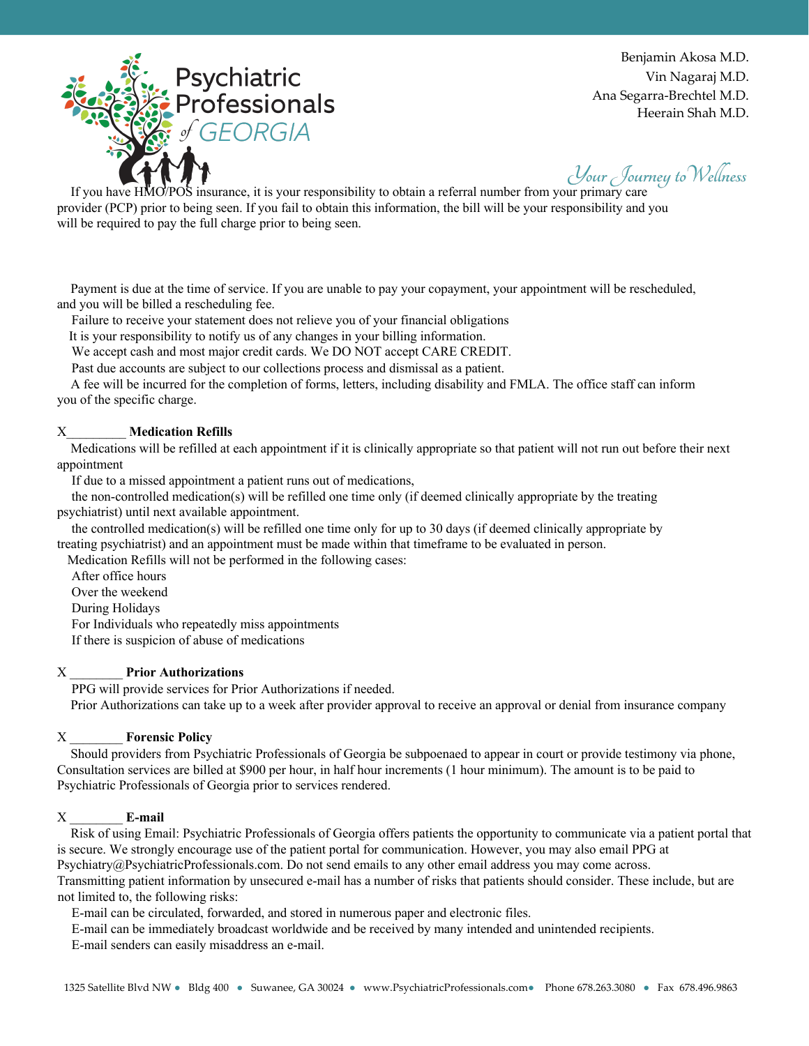If you have HMO/POS insurance, it is your responsibility to obtain a referral number from your primary care provider (PCP) prior to being seen. If you fail to obtain this information, the bill will be your responsibility and you will be required to pay the full charge prior to being seen.

Payment is due at the time of service. If you are unable to pay your copayment, your appointment will be rescheduled, and you will be billed a rescheduling fee.

Failure to receive your statement does not relieve you of your financial obligations

It is your responsibility to notify us of any changes in your billing information.

We accept cash and most major credit cards. We DO NOT accept CARE CREDIT.

Past due accounts are subject to our collections process and dismissal as a patient.

A fee will be incurred for the completion of forms, letters, including disability and FMLA. The office staff can inform you of the specific charge.

X_________ **Medication Refills**

Medications will be refilled at each appointment if it is clinically appropriate so that patient will not run out before their next appointment

If due to a missed appointment a patient runs out of medications,

the non-controlled medication(s) will be refilled one time only (if deemed clinically appropriate by the treating psychiatrist) until next available appointment.

the controlled medication(s) will be refilled one time only for up to 30 days (if deemed clinically appropriate by treating psychiatrist) and an appointment must be made within that timeframe to be evaluated in person.

Medication Refills will not be performed in the following cases:

- After office hours
- Over the weekend
- During Holidays
- For Individuals who repeatedly miss appointments
- If there is suspicion of abuse of medications

X ________ **Prior Authorizations**

PPG will provide services for Prior Authorizations if needed.

Prior Authorizations can take up to a week after provider approval to receive an approval or denial from insurance company

X ________ **Forensic Policy**

Should providers from Psychiatric Professionals of Georgia be subpoenaed to appear in court or provide testimony via phone, Consultation services are billed at $900 per hour, in half hour increments (1 hour minimum). The amount is to be paid to Psychiatric Professionals of Georgia prior to services rendered.

X ________ **E-mail**

Risk of using Email: Psychiatric Professionals of Georgia offers patients the opportunity to communicate via a patient portal that is secure. We strongly encourage use of the patient portal for communication. However, you may also email PPG at Psychiatry@PsychiatricProfessionals.com. Do not send emails to any other email address you may come across.

Transmitting patient information by unsecured e-mail has a number of risks that patients should consider. These include, but are not limited to, the following risks:

- E-mail can be circulated, forwarded, and stored in numerous paper and electronic files.
- E-mail can be immediately broadcast worldwide and be received by many intended and unintended recipients.
- E-mail senders can easily misaddress an e-mail.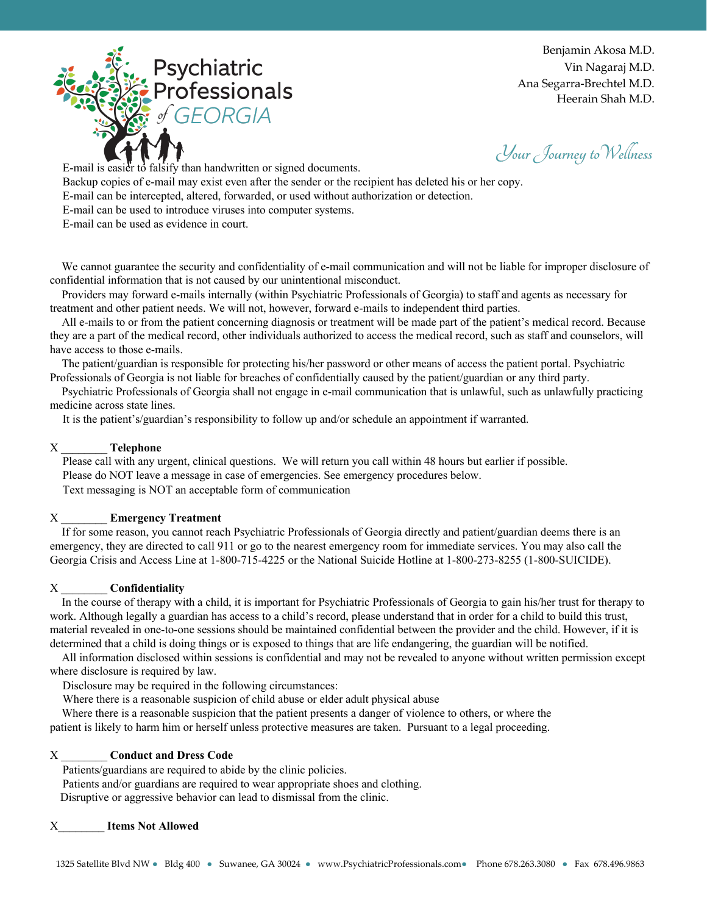E-mail is easier to falsify than handwritten or signed documents.
Backup copies of e-mail may exist even after the sender or the recipient has deleted his or her copy.
E-mail can be intercepted, altered, forwarded, or used without authorization or detection.
E-mail can be used to introduce viruses into computer systems.
E-mail can be used as evidence in court.

We cannot guarantee the security and confidentiality of e-mail communication and will not be liable for improper disclosure of confidential information that is not caused by our unintentional misconduct.
Providers may forward e-mails internally (within Psychiatric Professionals of Georgia) to staff and agents as necessary for treatment and other patient needs. We will not, however, forward e-mails to independent third parties.
All e-mails to or from the patient concerning diagnosis or treatment will be made part of the patient's medical record. Because they are a part of the medical record, other individuals authorized to access the medical record, such as staff and counselors, will have access to those e-mails.
The patient/guardian is responsible for protecting his/her password or other means of access the patient portal. Psychiatric Professionals of Georgia is not liable for breaches of confidentially caused by the patient/guardian or any third party.
Psychiatric Professionals of Georgia shall not engage in e-mail communication that is unlawful, such as unlawfully practicing medicine across state lines.
It is the patient's/guardian's responsibility to follow up and/or schedule an appointment if warranted.

X ________ **Telephone**
Please call with any urgent, clinical questions. We will return you call within 48 hours but earlier if possible.
Please do NOT leave a message in case of emergencies. See emergency procedures below.
Text messaging is NOT an acceptable form of communication

X ________ **Emergency Treatment**
If for some reason, you cannot reach Psychiatric Professionals of Georgia directly and patient/guardian deems there is an emergency, they are directed to call 911 or go to the nearest emergency room for immediate services. You may also call the Georgia Crisis and Access Line at 1-800-715-4225 or the National Suicide Hotline at 1-800-273-8255 (1-800-SUICIDE).

X ________ **Confidentiality**
In the course of therapy with a child, it is important for Psychiatric Professionals of Georgia to gain his/her trust for therapy to work. Although legally a guardian has access to a child's record, please understand that in order for a child to build this trust, material revealed in one-to-one sessions should be maintained confidential between the provider and the child. However, if it is determined that a child is doing things or is exposed to things that are life endangering, the guardian will be notified.
All information disclosed within sessions is confidential and may not be revealed to anyone without written permission except where disclosure is required by law.
Disclosure may be required in the following circumstances:
Where there is a reasonable suspicion of child abuse or elder adult physical abuse
Where there is a reasonable suspicion that the patient presents a danger of violence to others, or where the patient is likely to harm him or herself unless protective measures are taken. Pursuant to a legal proceeding.

X ________ **Conduct and Dress Code**
Patients/guardians are required to abide by the clinic policies.
Patients and/or guardians are required to wear appropriate shoes and clothing.
Disruptive or aggressive behavior can lead to dismissal from the clinic.

X________ **Items Not Allowed**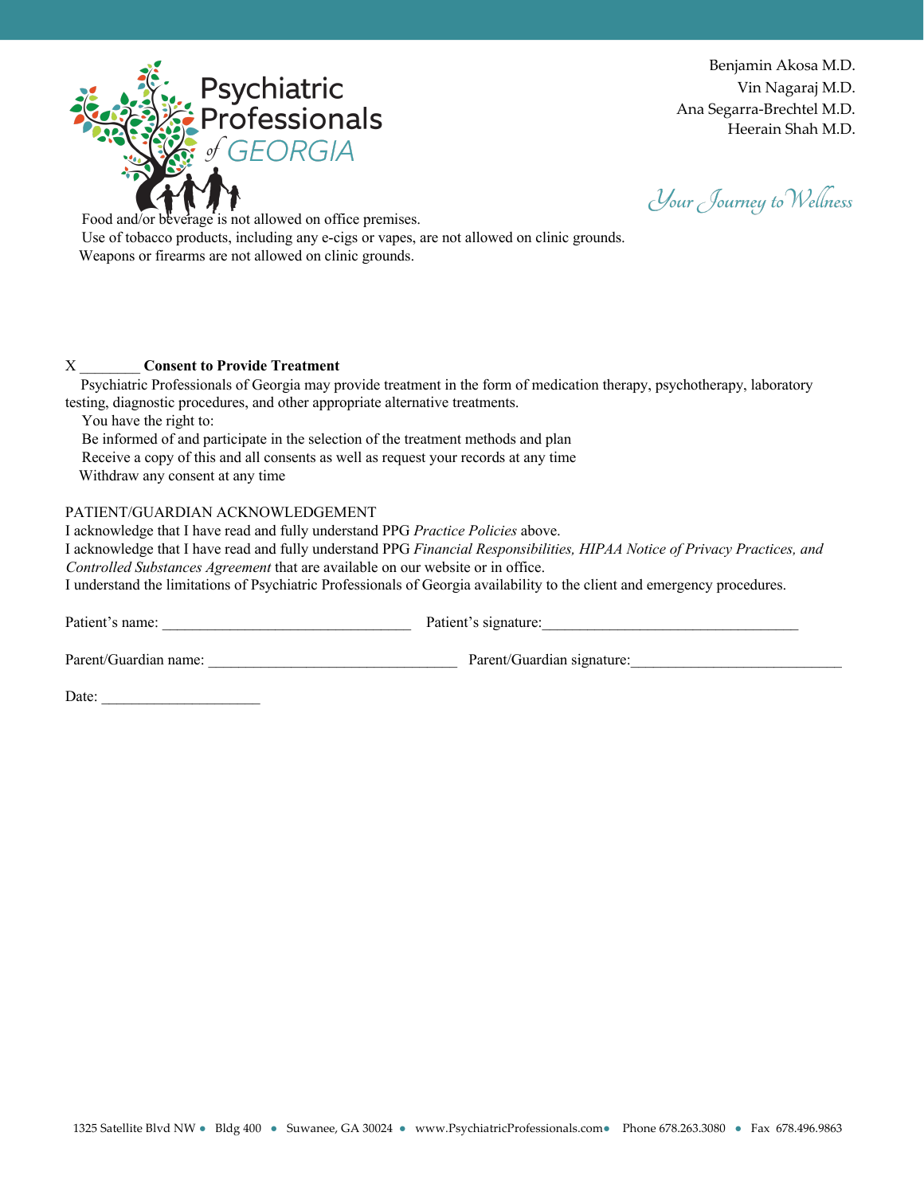Psychiatric Professionals of GEORGIA

Benjamin Akosa M.D.
Vin Nagaraj M.D.
Ana Segarra-Brechtel M.D.
Heerain Shah M.D.

*Your Journey to Wellness*

Food and/or beverage is not allowed on office premises.
Use of tobacco products, including any e-cigs or vapes, are not allowed on clinic grounds.
Weapons or firearms are not allowed on clinic grounds.

X ________ **Consent to Provide Treatment**

Psychiatric Professionals of Georgia may provide treatment in the form of medication therapy, psychotherapy, laboratory testing, diagnostic procedures, and other appropriate alternative treatments.

You have the right to:

- Be informed of and participate in the selection of the treatment methods and plan
- Receive a copy of this and all consents as well as request your records at any time
- Withdraw any consent at any time

PATIENT/GUARDIAN ACKNOWLEDGEMENT

I acknowledge that I have read and fully understand PPG *Practice Policies* above.

I acknowledge that I have read and fully understand PPG *Financial Responsibilities, HIPAA Notice of Privacy Practices, and Controlled Substances Agreement* that are available on our website or in office.

I understand the limitations of Psychiatric Professionals of Georgia availability to the client and emergency procedures.

Patient's name: ________________________________ Patient's signature:__________________________________

Parent/Guardian name: ________________________________ Parent/Guardian signature:___________________________

Date: _____________________

1325 Satellite Blvd NW • Bldg 400 • Suwanee, GA 30024 • www.PsychiatricProfessionals.com • Phone 678.263.3080 • Fax 678.496.9863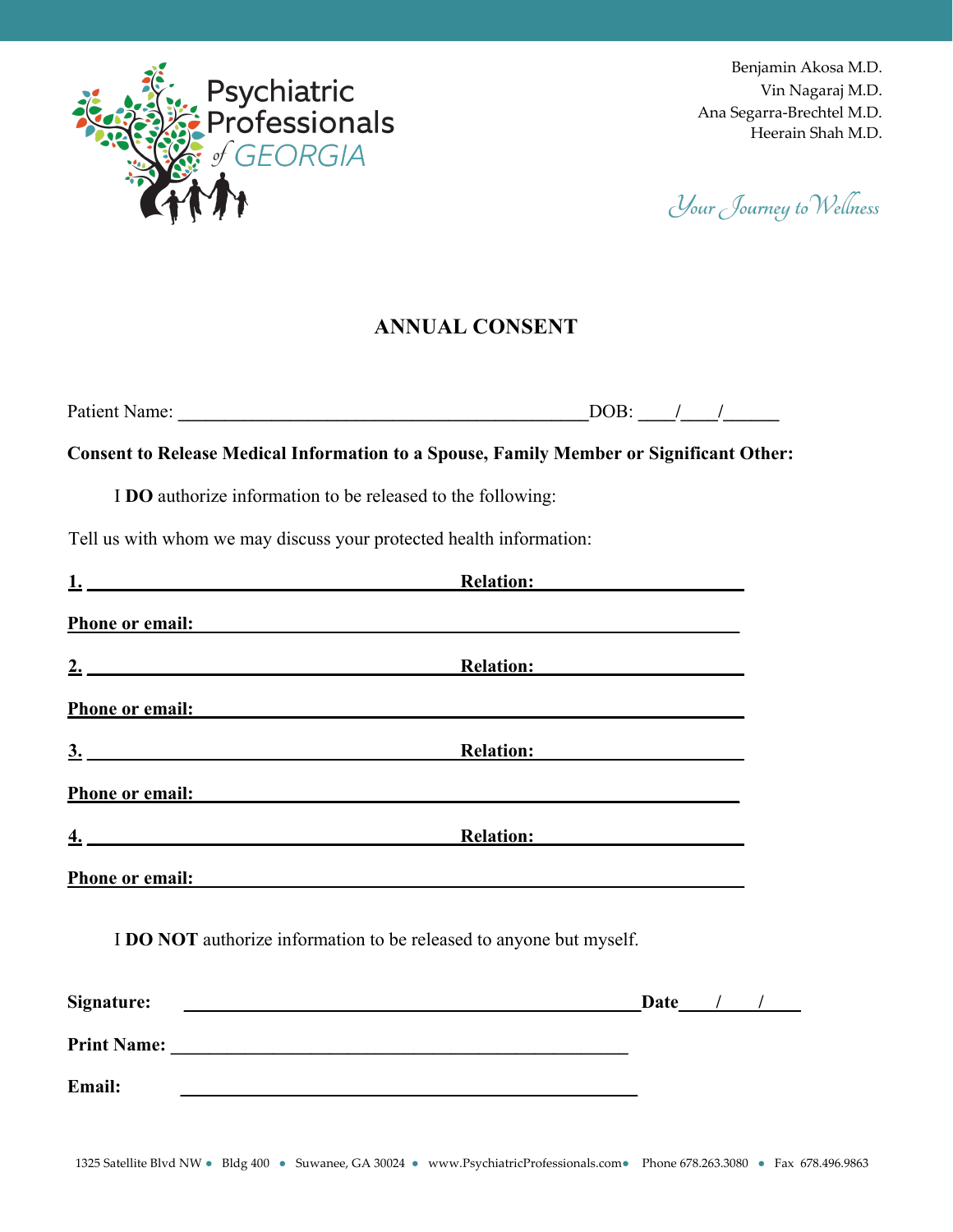Psychiatric Professionals of GEORGIA

Benjamin Akosa M.D.
Vin Nagaraj M.D.
Ana Segarra-Brechtel M.D.
Heerain Shah M.D.

*Your Journey to Wellness*

# ANNUAL CONSENT

Patient Name: _____________________________________________DOB: ____/____/______

**Consent to Release Medical Information to a Spouse, Family Member or Significant Other:**

I **DO** authorize information to be released to the following:

Tell us with whom we may discuss your protected health information:

**1.** ________________________________________ **Relation:** ______________________

**Phone or email:** ________________________________________________________

**2.** ________________________________________ **Relation:** ______________________

**Phone or email:** ________________________________________________________

**3.** ________________________________________ **Relation:** ______________________

**Phone or email:** ________________________________________________________

**4.** ________________________________________ **Relation:** ______________________

**Phone or email:** ________________________________________________________

I **DO NOT** authorize information to be released to anyone but myself.

**Signature:** __________________________________________________ **Date** ____/____/____

**Print Name:** __________________________________________________

**Email:** __________________________________________________

1325 Satellite Blvd NW • Bldg 400 • Suwanee, GA 30024 • www.PsychiatricProfessionals.com• Phone 678.263.3080 • Fax 678.496.9863